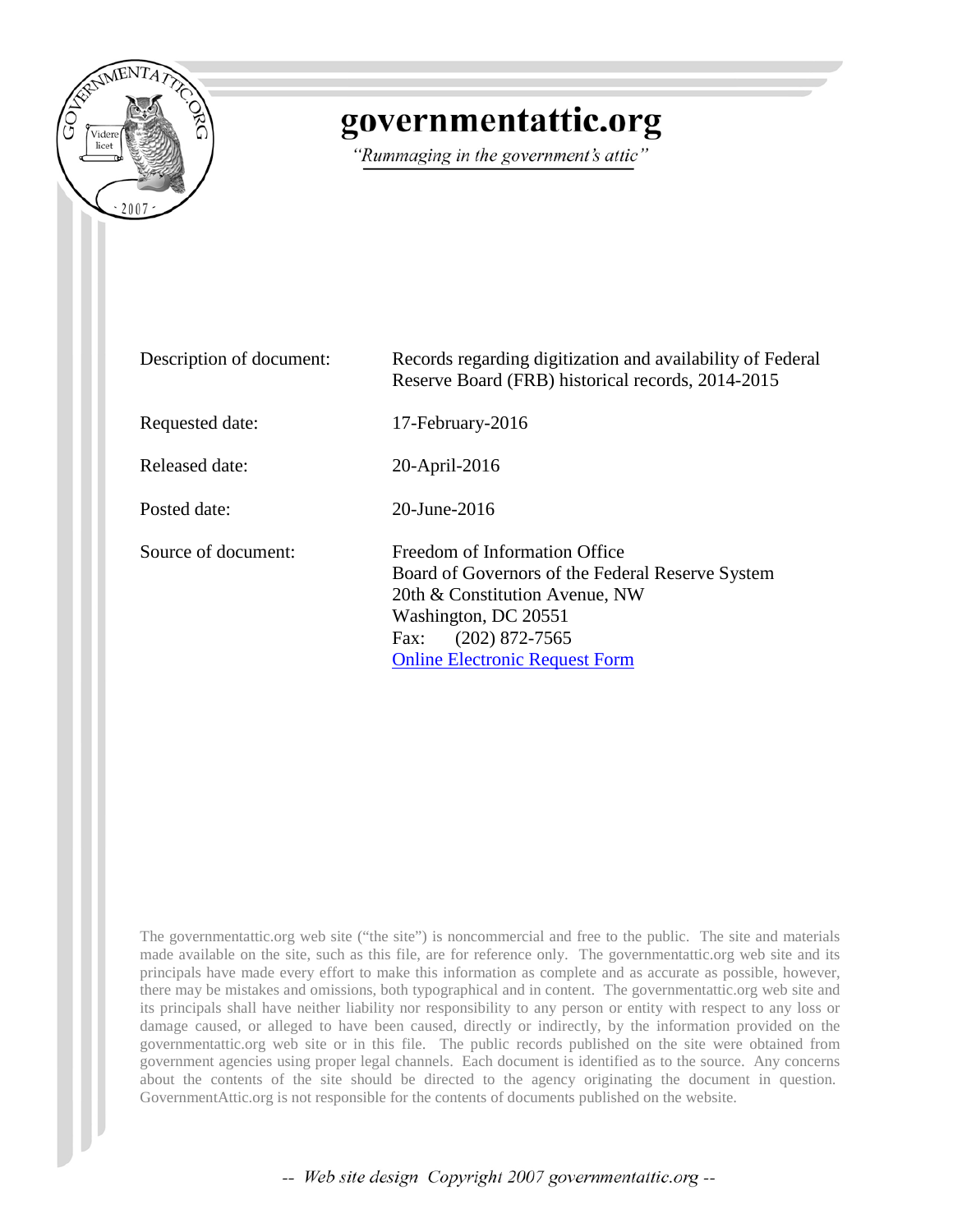# governmentattic.org

*"Rummaging in the government's attic"*

| | |
|---|---|
| Description of document: | Records regarding digitization and availability of Federal Reserve Board (FRB) historical records, 2014-2015 |
| Requested date: | 17-February-2016 |
| Released date: | 20-April-2016 |
| Posted date: | 20-June-2016 |
| Source of document: | Freedom of Information Office<br>Board of Governors of the Federal Reserve System<br>20th & Constitution Avenue, NW<br>Washington, DC 20551<br>Fax: (202) 872-7565<br>Online Electronic Request Form |

The governmentattic.org web site ("the site") is noncommercial and free to the public. The site and materials made available on the site, such as this file, are for reference only. The governmentattic.org web site and its principals have made every effort to make this information as complete and as accurate as possible, however, there may be mistakes and omissions, both typographical and in content. The governmentattic.org web site and its principals shall have neither liability nor responsibility to any person or entity with respect to any loss or damage caused, or alleged to have been caused, directly or indirectly, by the information provided on the governmentattic.org web site or in this file. The public records published on the site were obtained from government agencies using proper legal channels. Each document is identified as to the source. Any concerns about the contents of the site should be directed to the agency originating the document in question. GovernmentAttic.org is not responsible for the contents of documents published on the website.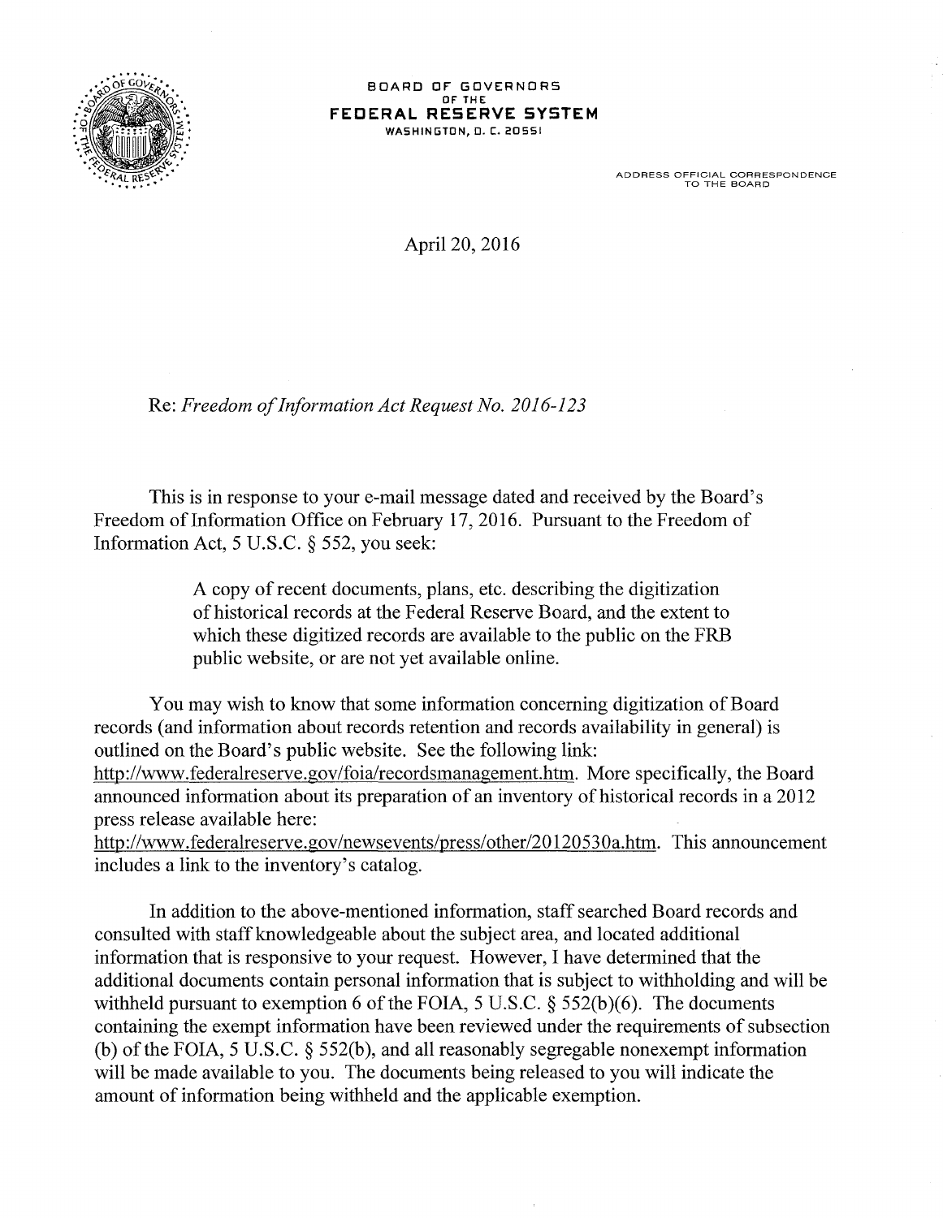BOARD OF GOVERNORS
OF THE
**FEDERAL RESERVE SYSTEM**
WASHINGTON, D. C. 20551

ADDRESS OFFICIAL CORRESPONDENCE
TO THE BOARD

April 20, 2016

Re: *Freedom of Information Act Request No. 2016-123*

This is in response to your e-mail message dated and received by the Board's Freedom of Information Office on February 17, 2016. Pursuant to the Freedom of Information Act, 5 U.S.C. § 552, you seek:

> A copy of recent documents, plans, etc. describing the digitization of historical records at the Federal Reserve Board, and the extent to which these digitized records are available to the public on the FRB public website, or are not yet available online.

You may wish to know that some information concerning digitization of Board records (and information about records retention and records availability in general) is outlined on the Board's public website. See the following link: http://www.federalreserve.gov/foia/recordsmanagement.htm. More specifically, the Board announced information about its preparation of an inventory of historical records in a 2012 press release available here: http://www.federalreserve.gov/newsevents/press/other/20120530a.htm. This announcement includes a link to the inventory's catalog.

In addition to the above-mentioned information, staff searched Board records and consulted with staff knowledgeable about the subject area, and located additional information that is responsive to your request. However, I have determined that the additional documents contain personal information that is subject to withholding and will be withheld pursuant to exemption 6 of the FOIA, 5 U.S.C. § 552(b)(6). The documents containing the exempt information have been reviewed under the requirements of subsection (b) of the FOIA, 5 U.S.C. § 552(b), and all reasonably segregable nonexempt information will be made available to you. The documents being released to you will indicate the amount of information being withheld and the applicable exemption.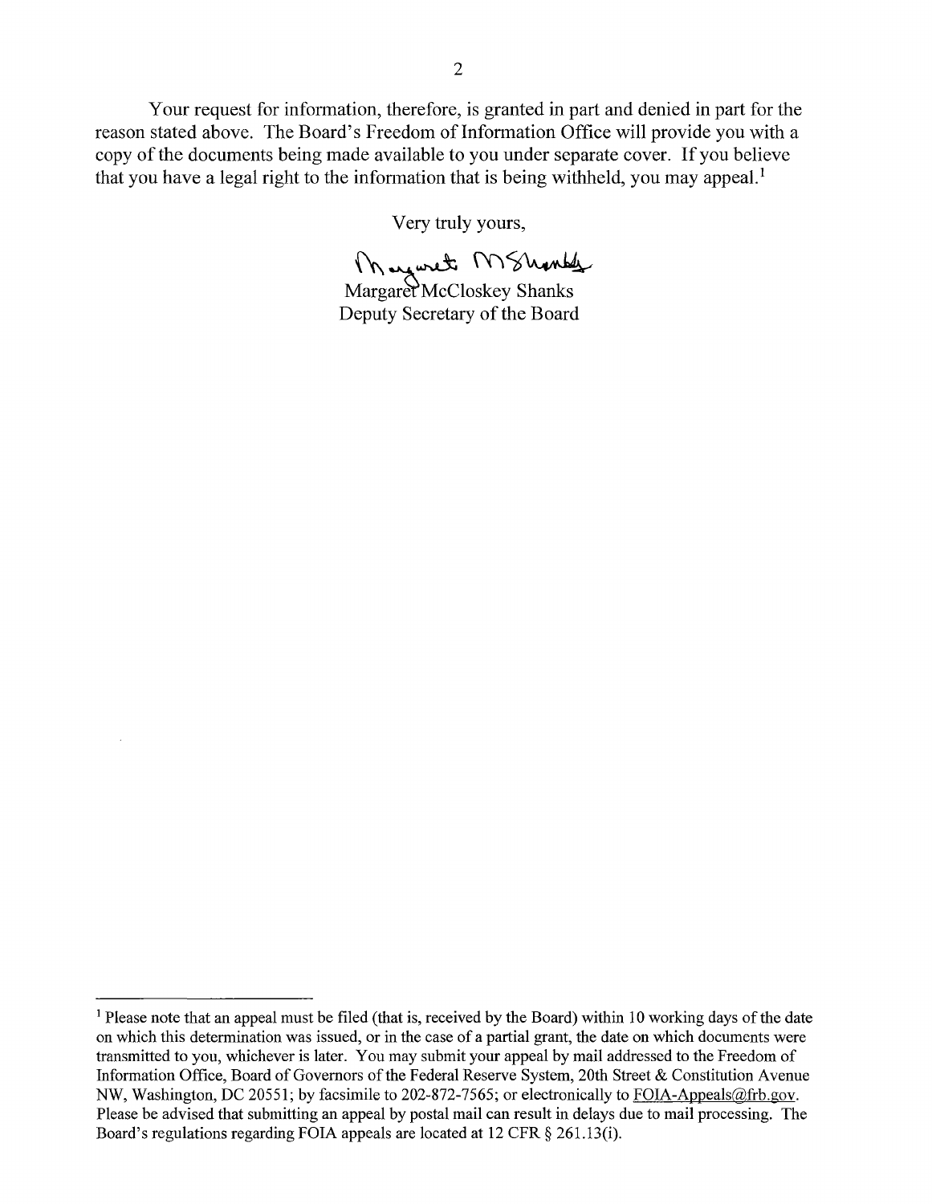Your request for information, therefore, is granted in part and denied in part for the reason stated above. The Board's Freedom of Information Office will provide you with a copy of the documents being made available to you under separate cover. If you believe that you have a legal right to the information that is being withheld, you may appeal.[1]

Very truly yours,

Margaret McCloskey Shanks
Deputy Secretary of the Board

---

[1] Please note that an appeal must be filed (that is, received by the Board) within 10 working days of the date on which this determination was issued, or in the case of a partial grant, the date on which documents were transmitted to you, whichever is later. You may submit your appeal by mail addressed to the Freedom of Information Office, Board of Governors of the Federal Reserve System, 20th Street & Constitution Avenue NW, Washington, DC 20551; by facsimile to 202-872-7565; or electronically to FOIA-Appeals@frb.gov. Please be advised that submitting an appeal by postal mail can result in delays due to mail processing. The Board's regulations regarding FOIA appeals are located at 12 CFR § 261.13(i).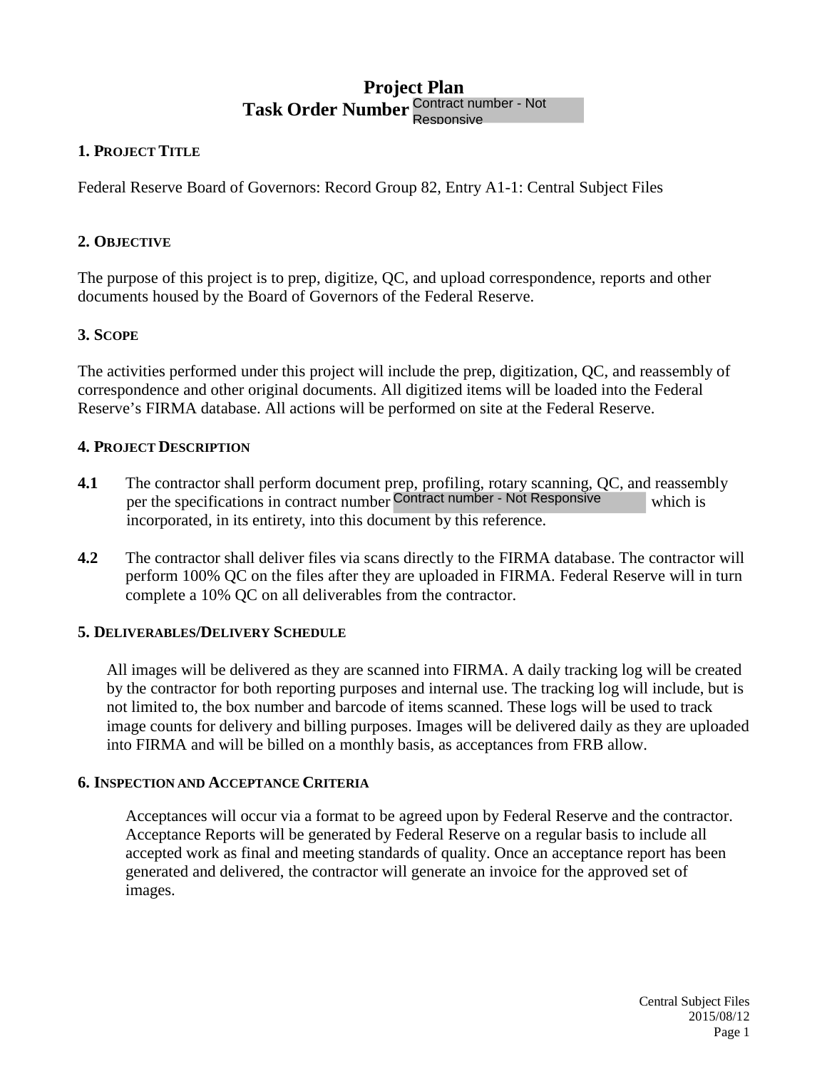# Project Plan
## Task Order Number Contract number - Not Responsive

### 1. Project Title

Federal Reserve Board of Governors: Record Group 82, Entry A1-1: Central Subject Files

### 2. Objective

The purpose of this project is to prep, digitize, QC, and upload correspondence, reports and other documents housed by the Board of Governors of the Federal Reserve.

### 3. Scope

The activities performed under this project will include the prep, digitization, QC, and reassembly of correspondence and other original documents. All digitized items will be loaded into the Federal Reserve's FIRMA database. All actions will be performed on site at the Federal Reserve.

### 4. Project Description

**4.1** The contractor shall perform document prep, profiling, rotary scanning, QC, and reassembly per the specifications in contract number Contract number - Not Responsive which is incorporated, in its entirety, into this document by this reference.

**4.2** The contractor shall deliver files via scans directly to the FIRMA database. The contractor will perform 100% QC on the files after they are uploaded in FIRMA. Federal Reserve will in turn complete a 10% QC on all deliverables from the contractor.

### 5. Deliverables/Delivery Schedule

All images will be delivered as they are scanned into FIRMA. A daily tracking log will be created by the contractor for both reporting purposes and internal use. The tracking log will include, but is not limited to, the box number and barcode of items scanned. These logs will be used to track image counts for delivery and billing purposes. Images will be delivered daily as they are uploaded into FIRMA and will be billed on a monthly basis, as acceptances from FRB allow.

### 6. Inspection and Acceptance Criteria

Acceptances will occur via a format to be agreed upon by Federal Reserve and the contractor. Acceptance Reports will be generated by Federal Reserve on a regular basis to include all accepted work as final and meeting standards of quality. Once an acceptance report has been generated and delivered, the contractor will generate an invoice for the approved set of images.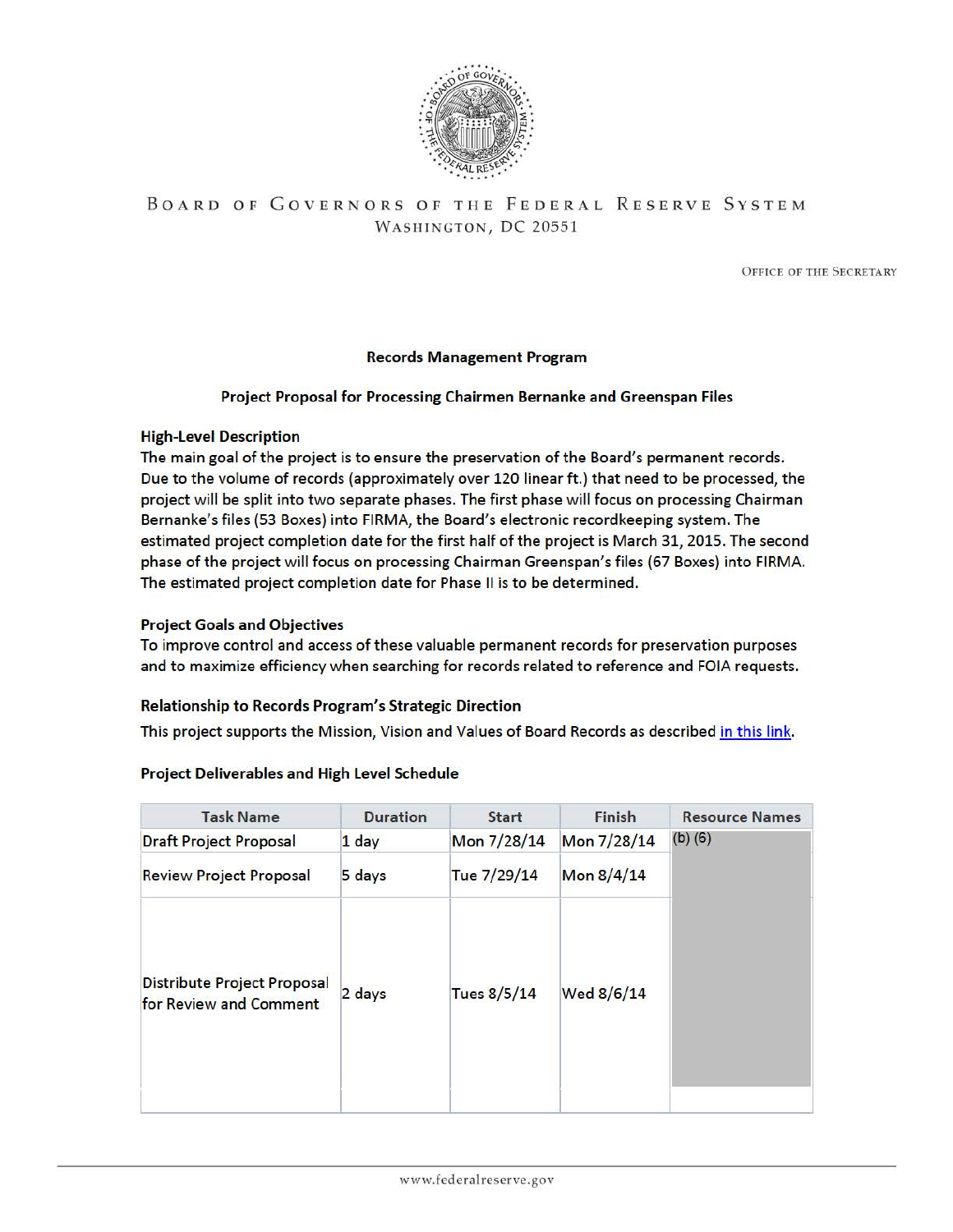BOARD OF GOVERNORS OF THE FEDERAL RESERVE SYSTEM
WASHINGTON, DC 20551

OFFICE OF THE SECRETARY

**Records Management Program**

**Project Proposal for Processing Chairmen Bernanke and Greenspan Files**

**High-Level Description**

The main goal of the project is to ensure the preservation of the Board's permanent records. Due to the volume of records (approximately over 120 linear ft.) that need to be processed, the project will be split into two separate phases. The first phase will focus on processing Chairman Bernanke's files (53 Boxes) into FIRMA, the Board's electronic recordkeeping system. The estimated project completion date for the first half of the project is March 31, 2015. The second phase of the project will focus on processing Chairman Greenspan's files (67 Boxes) into FIRMA. The estimated project completion date for Phase II is to be determined.

**Project Goals and Objectives**

To improve control and access of these valuable permanent records for preservation purposes and to maximize efficiency when searching for records related to reference and FOIA requests.

**Relationship to Records Program's Strategic Direction**

This project supports the Mission, Vision and Values of Board Records as described in this link.

**Project Deliverables and High Level Schedule**

| Task Name | Duration | Start | Finish | Resource Names |
|---|---|---|---|---|
| Draft Project Proposal | 1 day | Mon 7/28/14 | Mon 7/28/14 | (b) (6) |
| Review Project Proposal | 5 days | Tue 7/29/14 | Mon 8/4/14 | |
| Distribute Project Proposal for Review and Comment | 2 days | Tues 8/5/14 | Wed 8/6/14 | |
| | | | | |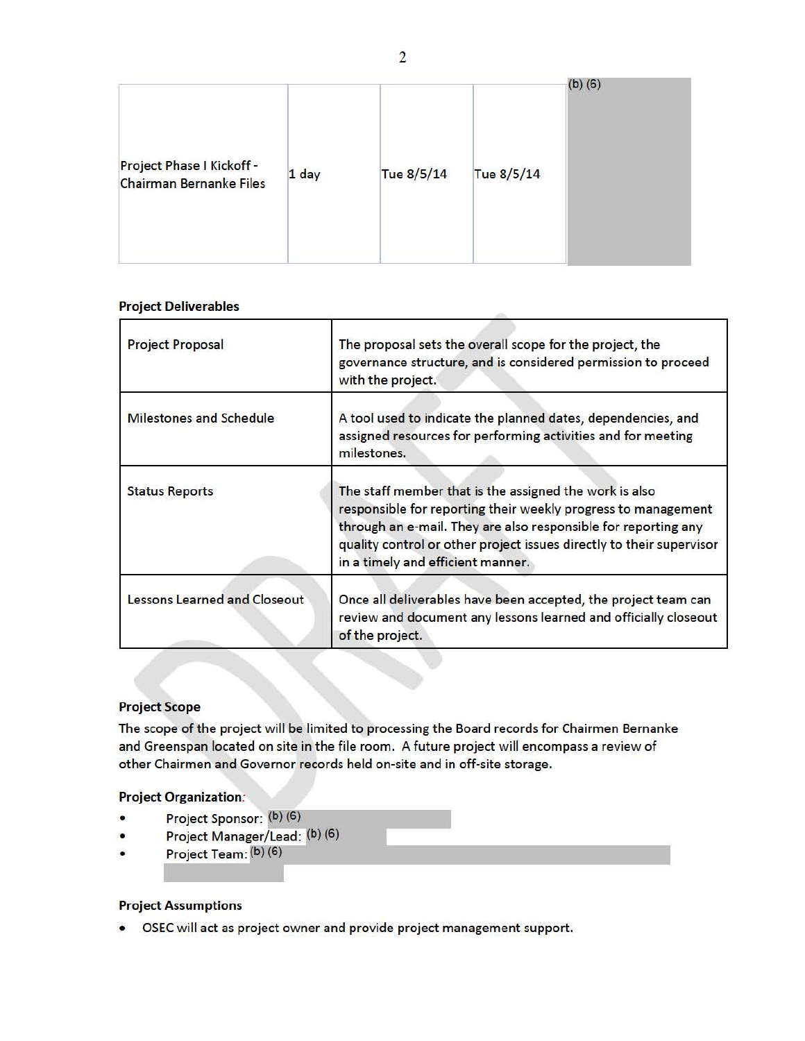| Project Phase I Kickoff - Chairman Bernanke Files | 1 day | Tue 8/5/14 | Tue 8/5/14 | (b) (6) |
|---|---|---|---|---|

**Project Deliverables**

| Project Proposal | The proposal sets the overall scope for the project, the governance structure, and is considered permission to proceed with the project. |
|---|---|
| Milestones and Schedule | A tool used to indicate the planned dates, dependencies, and assigned resources for performing activities and for meeting milestones. |
| Status Reports | The staff member that is the assigned the work is also responsible for reporting their weekly progress to management through an e-mail. They are also responsible for reporting any quality control or other project issues directly to their supervisor in a timely and efficient manner. |
| Lessons Learned and Closeout | Once all deliverables have been accepted, the project team can review and document any lessons learned and officially closeout of the project. |

**Project Scope**

The scope of the project will be limited to processing the Board records for Chairmen Bernanke and Greenspan located on site in the file room. A future project will encompass a review of other Chairmen and Governor records held on-site and in off-site storage.

**Project Organization:**

- Project Sponsor: (b) (6)
- Project Manager/Lead: (b) (6)
- Project Team: (b) (6)

**Project Assumptions**

- OSEC will act as project owner and provide project management support.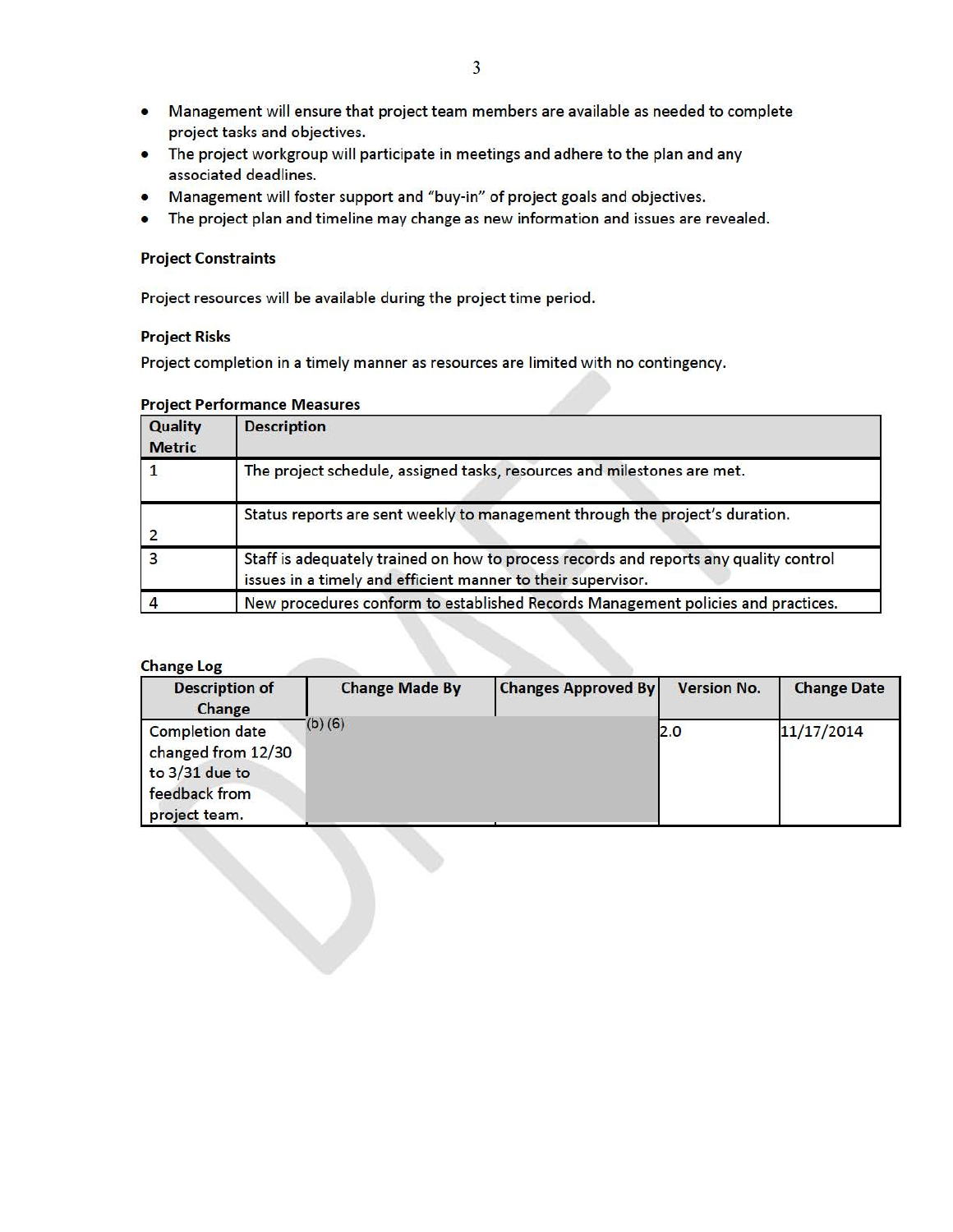- Management will ensure that project team members are available as needed to complete project tasks and objectives.
- The project workgroup will participate in meetings and adhere to the plan and any associated deadlines.
- Management will foster support and "buy-in" of project goals and objectives.
- The project plan and timeline may change as new information and issues are revealed.

**Project Constraints**

Project resources will be available during the project time period.

**Project Risks**

Project completion in a timely manner as resources are limited with no contingency.

**Project Performance Measures**

| Quality Metric | Description |
|---|---|
| 1 | The project schedule, assigned tasks, resources and milestones are met. |
| 2 | Status reports are sent weekly to management through the project's duration. |
| 3 | Staff is adequately trained on how to process records and reports any quality control issues in a timely and efficient manner to their supervisor. |
| 4 | New procedures conform to established Records Management policies and practices. |

**Change Log**

| Description of Change | Change Made By | Changes Approved By | Version No. | Change Date |
|---|---|---|---|---|
| Completion date changed from 12/30 to 3/31 due to feedback from project team. | (b) (6) | | 2.0 | 11/17/2014 |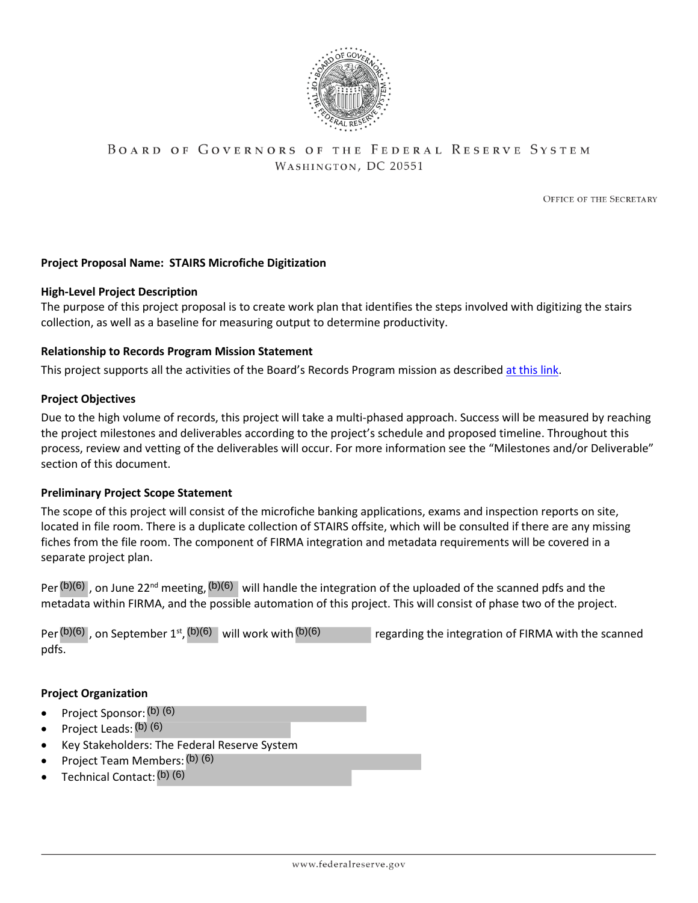BOARD OF GOVERNORS OF THE FEDERAL RESERVE SYSTEM
WASHINGTON, DC 20551

OFFICE OF THE SECRETARY

**Project Proposal Name: STAIRS Microfiche Digitization**

**High-Level Project Description**

The purpose of this project proposal is to create work plan that identifies the steps involved with digitizing the stairs collection, as well as a baseline for measuring output to determine productivity.

**Relationship to Records Program Mission Statement**

This project supports all the activities of the Board's Records Program mission as described at this link.

**Project Objectives**

Due to the high volume of records, this project will take a multi-phased approach. Success will be measured by reaching the project milestones and deliverables according to the project's schedule and proposed timeline. Throughout this process, review and vetting of the deliverables will occur. For more information see the "Milestones and/or Deliverable" section of this document.

**Preliminary Project Scope Statement**

The scope of this project will consist of the microfiche banking applications, exams and inspection reports on site, located in file room. There is a duplicate collection of STAIRS offsite, which will be consulted if there are any missing fiches from the file room. The component of FIRMA integration and metadata requirements will be covered in a separate project plan.

Per (b)(6), on June 22nd meeting, (b)(6) will handle the integration of the uploaded of the scanned pdfs and the metadata within FIRMA, and the possible automation of this project. This will consist of phase two of the project.

Per (b)(6), on September 1st, (b)(6) will work with (b)(6) regarding the integration of FIRMA with the scanned pdfs.

**Project Organization**

- Project Sponsor: (b) (6)
- Project Leads: (b) (6)
- Key Stakeholders: The Federal Reserve System
- Project Team Members: (b) (6)
- Technical Contact: (b) (6)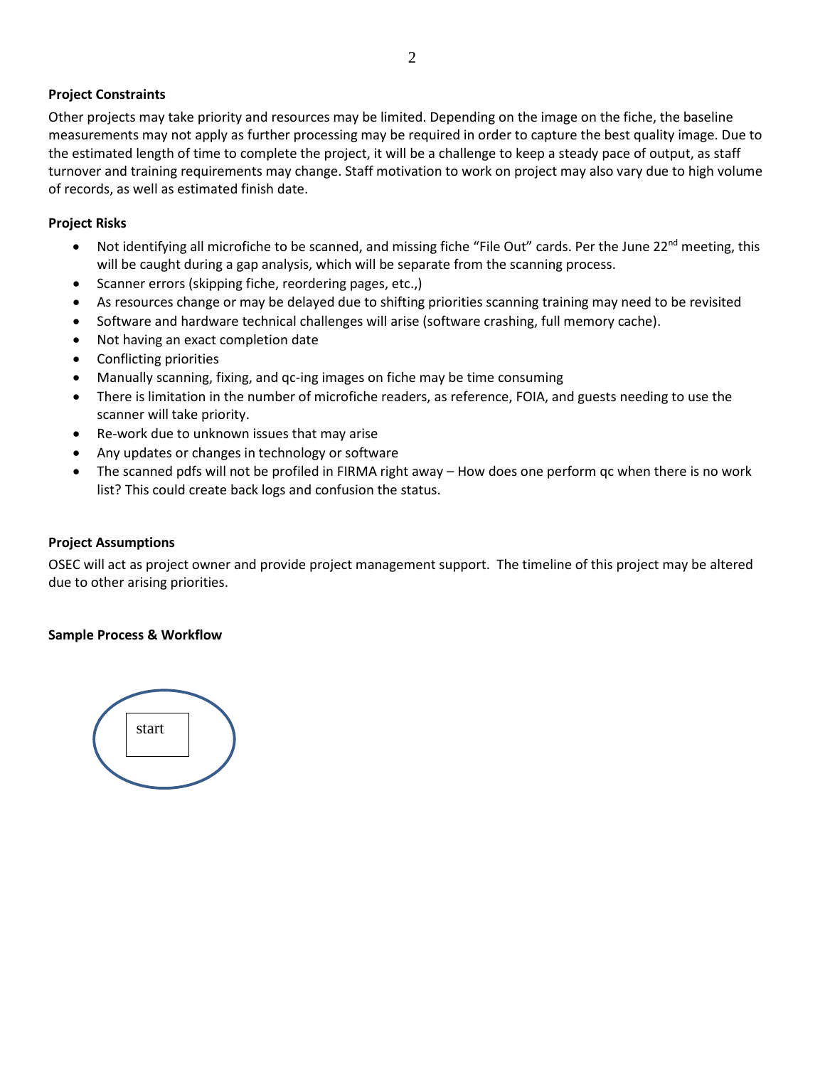**Project Constraints**

Other projects may take priority and resources may be limited. Depending on the image on the fiche, the baseline measurements may not apply as further processing may be required in order to capture the best quality image. Due to the estimated length of time to complete the project, it will be a challenge to keep a steady pace of output, as staff turnover and training requirements may change. Staff motivation to work on project may also vary due to high volume of records, as well as estimated finish date.

**Project Risks**

- Not identifying all microfiche to be scanned, and missing fiche "File Out" cards. Per the June 22nd meeting, this will be caught during a gap analysis, which will be separate from the scanning process.
- Scanner errors (skipping fiche, reordering pages, etc.,)
- As resources change or may be delayed due to shifting priorities scanning training may need to be revisited
- Software and hardware technical challenges will arise (software crashing, full memory cache).
- Not having an exact completion date
- Conflicting priorities
- Manually scanning, fixing, and qc-ing images on fiche may be time consuming
- There is limitation in the number of microfiche readers, as reference, FOIA, and guests needing to use the scanner will take priority.
- Re-work due to unknown issues that may arise
- Any updates or changes in technology or software
- The scanned pdfs will not be profiled in FIRMA right away – How does one perform qc when there is no work list? This could create back logs and confusion the status.

**Project Assumptions**

OSEC will act as project owner and provide project management support. The timeline of this project may be altered due to other arising priorities.

**Sample Process & Workflow**

start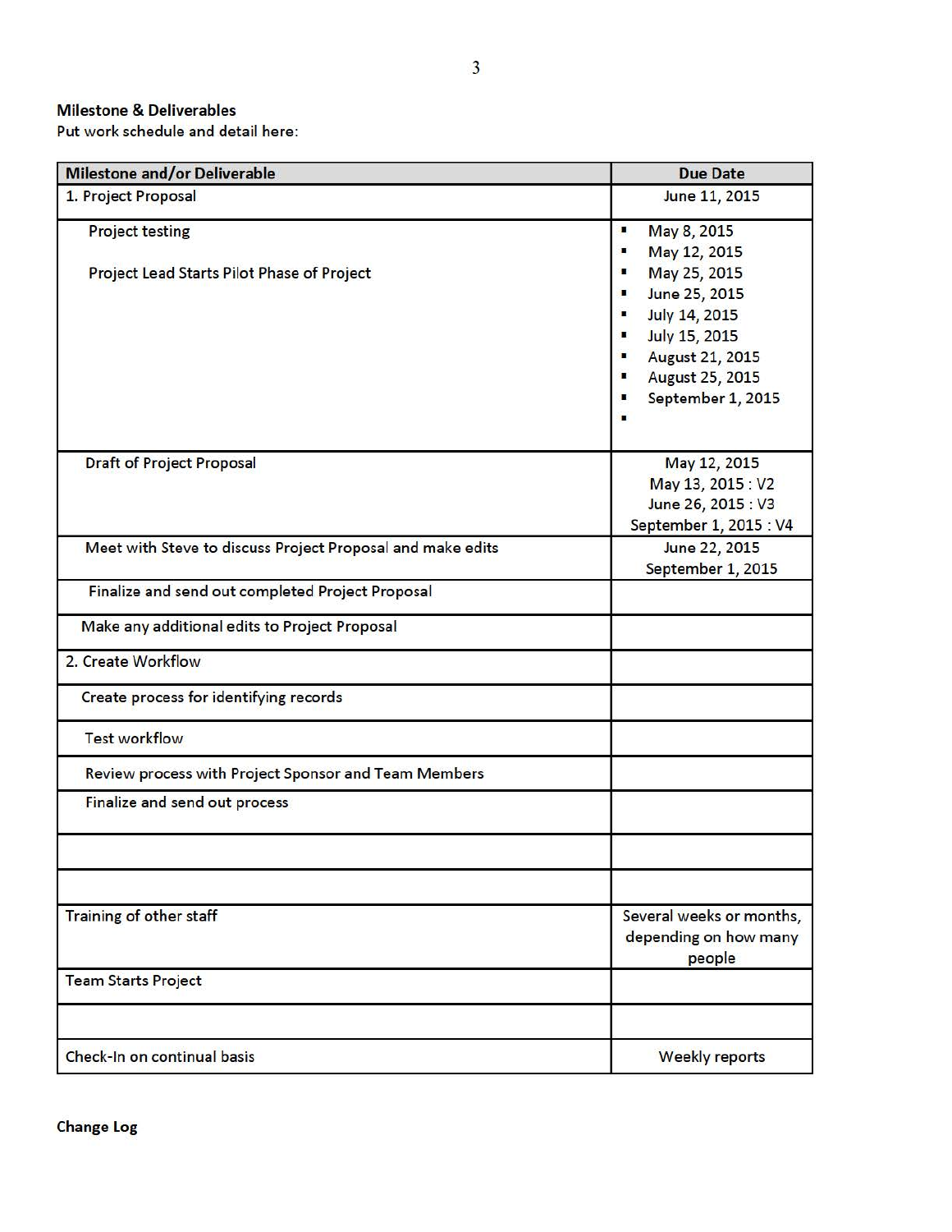**Milestone & Deliverables**

Put work schedule and detail here:

| Milestone and/or Deliverable | Due Date |
| --- | --- |
| 1. Project Proposal | June 11, 2015 |
| Project testing<br><br>Project Lead Starts Pilot Phase of Project | ▪ May 8, 2015<br>▪ May 12, 2015<br>▪ May 25, 2015<br>▪ June 25, 2015<br>▪ July 14, 2015<br>▪ July 15, 2015<br>▪ August 21, 2015<br>▪ August 25, 2015<br>▪ September 1, 2015<br>▪ |
| Draft of Project Proposal | May 12, 2015<br>May 13, 2015 : V2<br>June 26, 2015 : V3<br>September 1, 2015 : V4 |
| Meet with Steve to discuss Project Proposal and make edits | June 22, 2015<br>September 1, 2015 |
| Finalize and send out completed Project Proposal | |
| Make any additional edits to Project Proposal | |
| 2. Create Workflow | |
| Create process for identifying records | |
| Test workflow | |
| Review process with Project Sponsor and Team Members | |
| Finalize and send out process | |
| | |
| | |
| Training of other staff | Several weeks or months, depending on how many people |
| Team Starts Project | |
| | |
| Check-In on continual basis | Weekly reports |

**Change Log**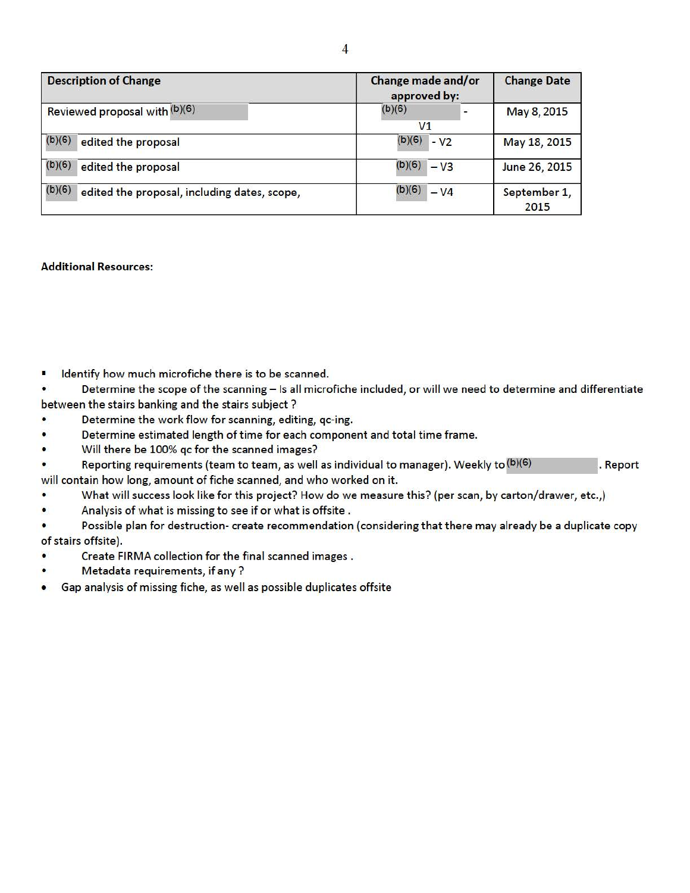| Description of Change | Change made and/or approved by: | Change Date |
|---|---|---|
| Reviewed proposal with (b)(6) | (b)(6) - V1 | May 8, 2015 |
| (b)(6) edited the proposal | (b)(6) - V2 | May 18, 2015 |
| (b)(6) edited the proposal | (b)(6) – V3 | June 26, 2015 |
| (b)(6) edited the proposal, including dates, scope, | (b)(6) – V4 | September 1, 2015 |

**Additional Resources:**

- Identify how much microfiche there is to be scanned.
- Determine the scope of the scanning – Is all microfiche included, or will we need to determine and differentiate between the stairs banking and the stairs subject ?
- Determine the work flow for scanning, editing, qc-ing.
- Determine estimated length of time for each component and total time frame.
- Will there be 100% qc for the scanned images?
- Reporting requirements (team to team, as well as individual to manager). Weekly to (b)(6) . Report will contain how long, amount of fiche scanned, and who worked on it.
- What will success look like for this project? How do we measure this? (per scan, by carton/drawer, etc.,)
- Analysis of what is missing to see if or what is offsite .
- Possible plan for destruction- create recommendation (considering that there may already be a duplicate copy of stairs offsite).
- Create FIRMA collection for the final scanned images .
- Metadata requirements, if any ?
- Gap analysis of missing fiche, as well as possible duplicates offsite